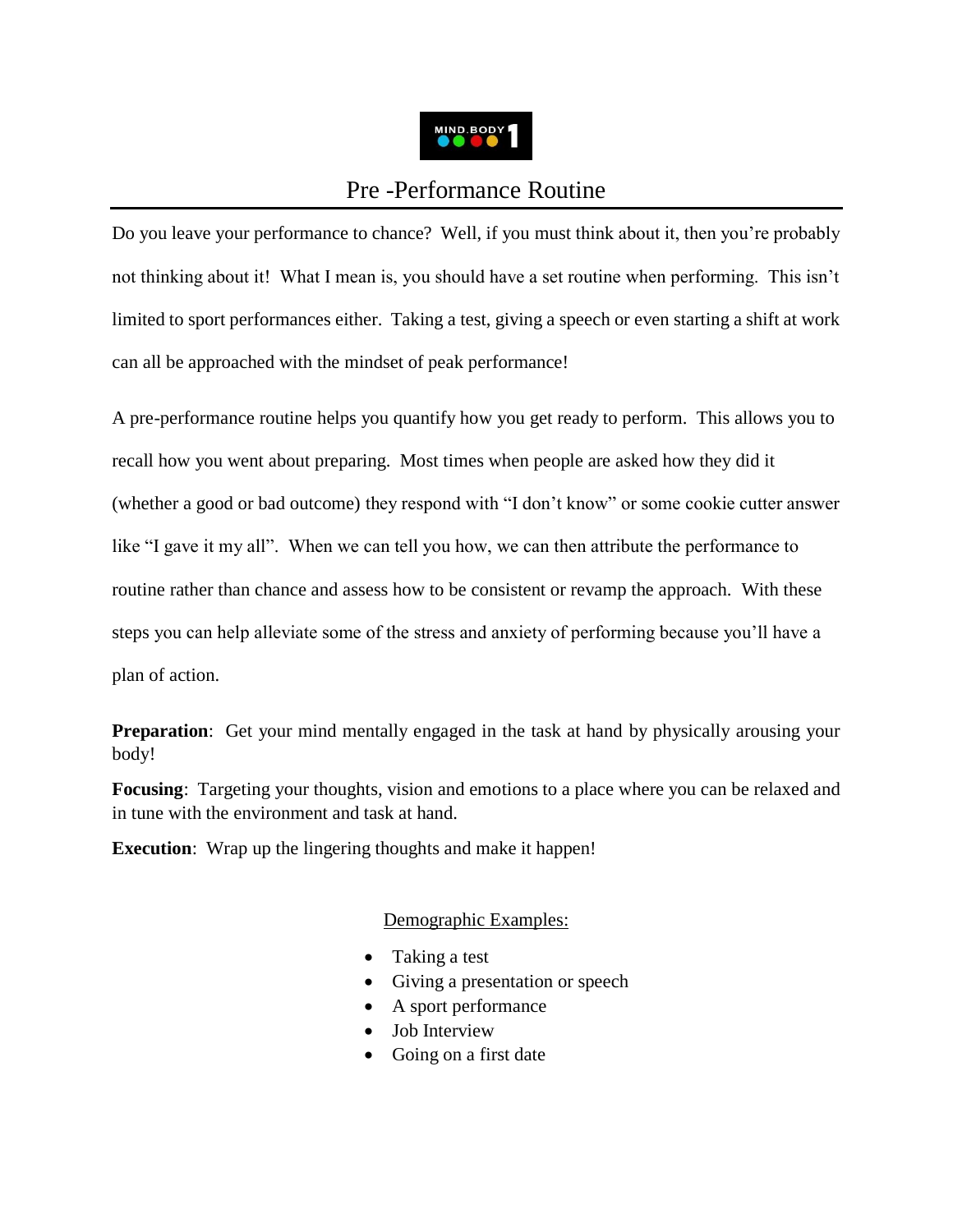# Pre -Performance Routine

Do you leave your performance to chance? Well, if you must think about it, then you're probably not thinking about it! What I mean is, you should have a set routine when performing. This isn't limited to sport performances either. Taking a test, giving a speech or even starting a shift at work can all be approached with the mindset of peak performance!

A pre-performance routine helps you quantify how you get ready to perform. This allows you to recall how you went about preparing. Most times when people are asked how they did it (whether a good or bad outcome) they respond with "I don't know" or some cookie cutter answer like "I gave it my all". When we can tell you how, we can then attribute the performance to routine rather than chance and assess how to be consistent or revamp the approach. With these steps you can help alleviate some of the stress and anxiety of performing because you'll have a plan of action.

**Preparation**: Get your mind mentally engaged in the task at hand by physically arousing your body!

**Focusing**: Targeting your thoughts, vision and emotions to a place where you can be relaxed and in tune with the environment and task at hand.

**Execution**: Wrap up the lingering thoughts and make it happen!

<u>Demographic Examples:</u>

- Taking a test
- Giving a presentation or speech
- A sport performance
- Job Interview
- Going on a first date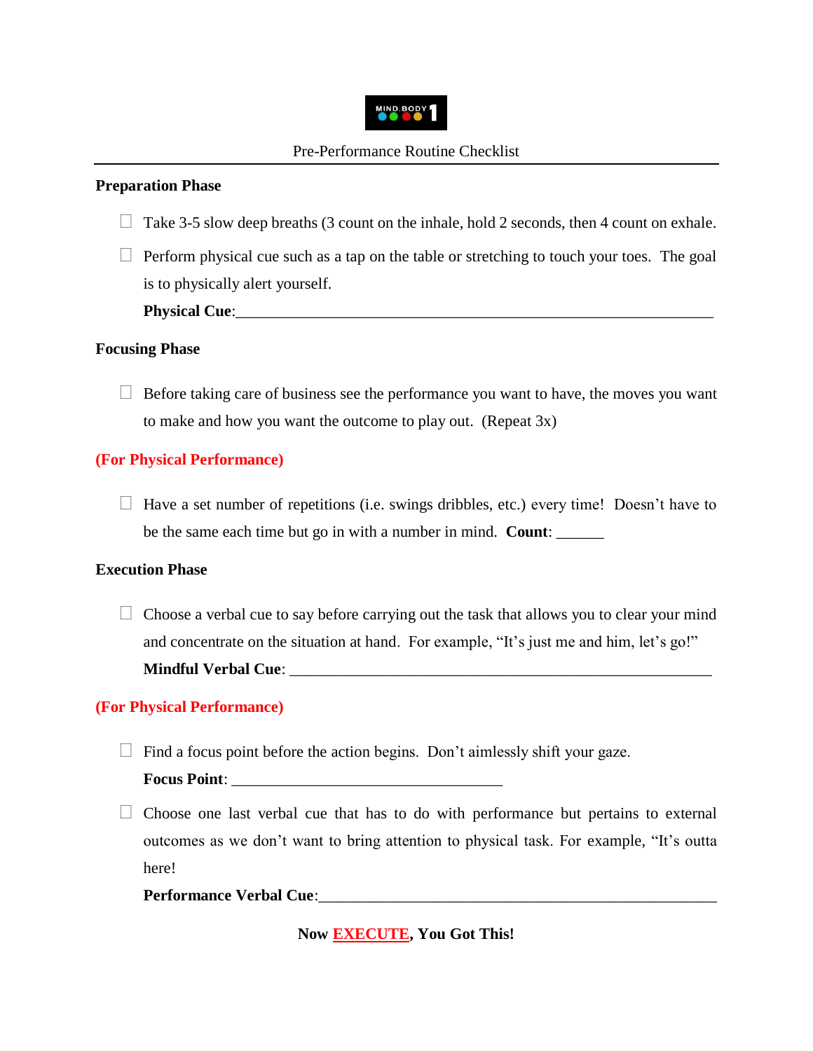Pre-Performance Routine Checklist

---

**Preparation Phase**

- [ ] Take 3-5 slow deep breaths (3 count on the inhale, hold 2 seconds, then 4 count on exhale.
- [ ] Perform physical cue such as a tap on the table or stretching to touch your toes. The goal is to physically alert yourself.

  **Physical Cue**:______________________________________________________________

**Focusing Phase**

- [ ] Before taking care of business see the performance you want to have, the moves you want to make and how you want the outcome to play out. (Repeat 3x)

**(For Physical Performance)**

- [ ] Have a set number of repetitions (i.e. swings dribbles, etc.) every time! Doesn't have to be the same each time but go in with a number in mind. **Count**: ______

**Execution Phase**

- [ ] Choose a verbal cue to say before carrying out the task that allows you to clear your mind and concentrate on the situation at hand. For example, "It's just me and him, let's go!"

  **Mindful Verbal Cue**: _______________________________________________________

**(For Physical Performance)**

- [ ] Find a focus point before the action begins. Don't aimlessly shift your gaze.

  **Focus Point**: ___________________________________

- [ ] Choose one last verbal cue that has to do with performance but pertains to external outcomes as we don't want to bring attention to physical task. For example, "It's outta here!

  **Performance Verbal Cue**:__________________________________________________

**Now EXECUTE, You Got This!**